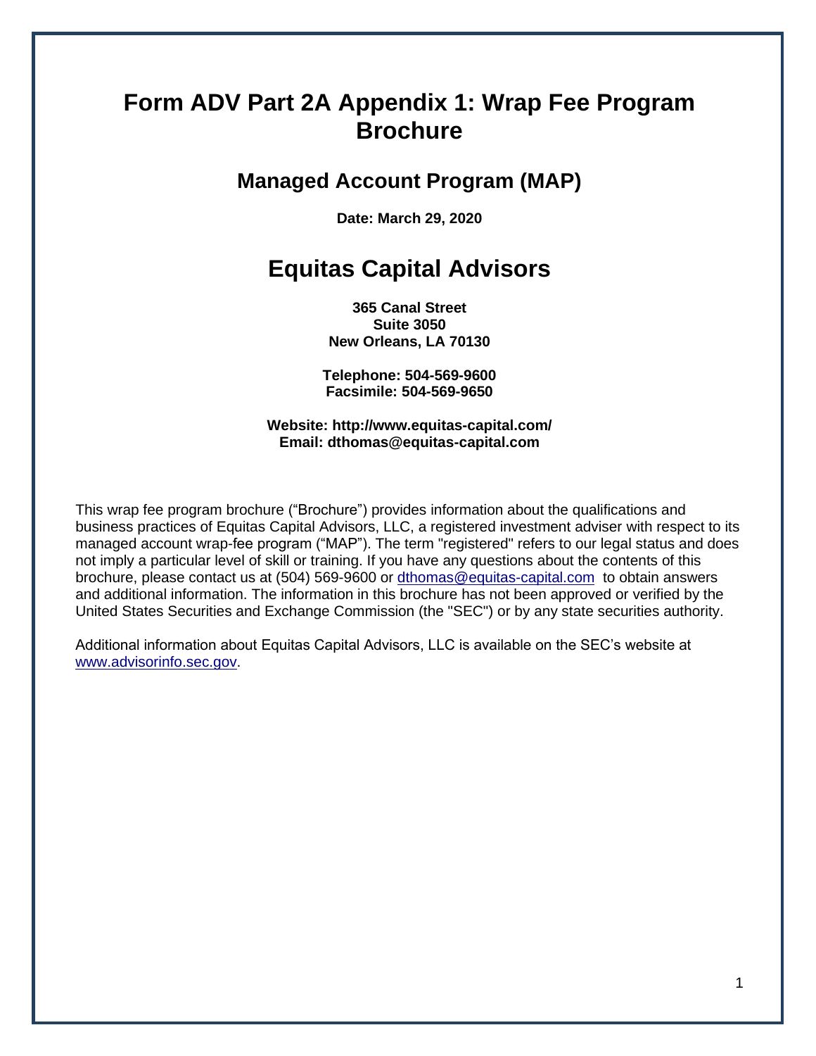# Form ADV Part 2A Appendix 1: Wrap Fee Program Brochure

## Managed Account Program (MAP)

**Date: March 29, 2020**

# Equitas Capital Advisors

**365 Canal Street**
**Suite 3050**
**New Orleans, LA 70130**

**Telephone: 504-569-9600**
**Facsimile: 504-569-9650**

**Website: http://www.equitas-capital.com/**
**Email: dthomas@equitas-capital.com**

This wrap fee program brochure ("Brochure") provides information about the qualifications and business practices of Equitas Capital Advisors, LLC, a registered investment adviser with respect to its managed account wrap-fee program ("MAP"). The term "registered" refers to our legal status and does not imply a particular level of skill or training. If you have any questions about the contents of this brochure, please contact us at (504) 569-9600 or dthomas@equitas-capital.com to obtain answers and additional information. The information in this brochure has not been approved or verified by the United States Securities and Exchange Commission (the "SEC") or by any state securities authority.

Additional information about Equitas Capital Advisors, LLC is available on the SEC's website at www.advisorinfo.sec.gov.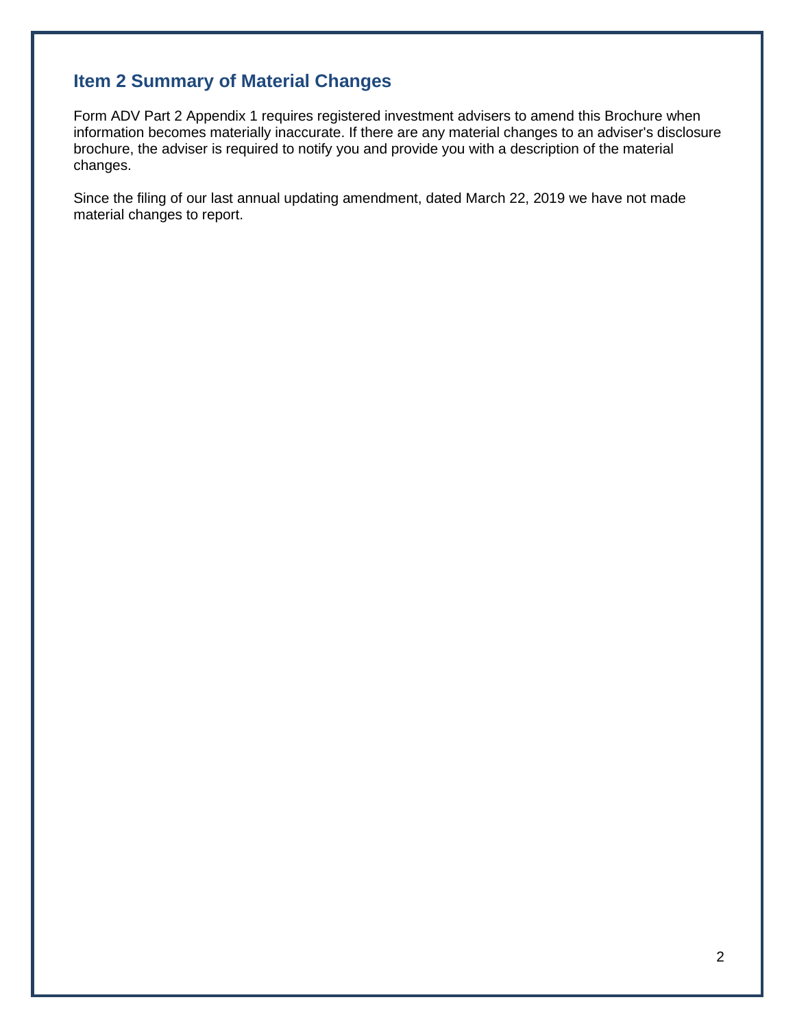## Item 2 Summary of Material Changes

Form ADV Part 2 Appendix 1 requires registered investment advisers to amend this Brochure when information becomes materially inaccurate. If there are any material changes to an adviser's disclosure brochure, the adviser is required to notify you and provide you with a description of the material changes.

Since the filing of our last annual updating amendment, dated March 22, 2019 we have not made material changes to report.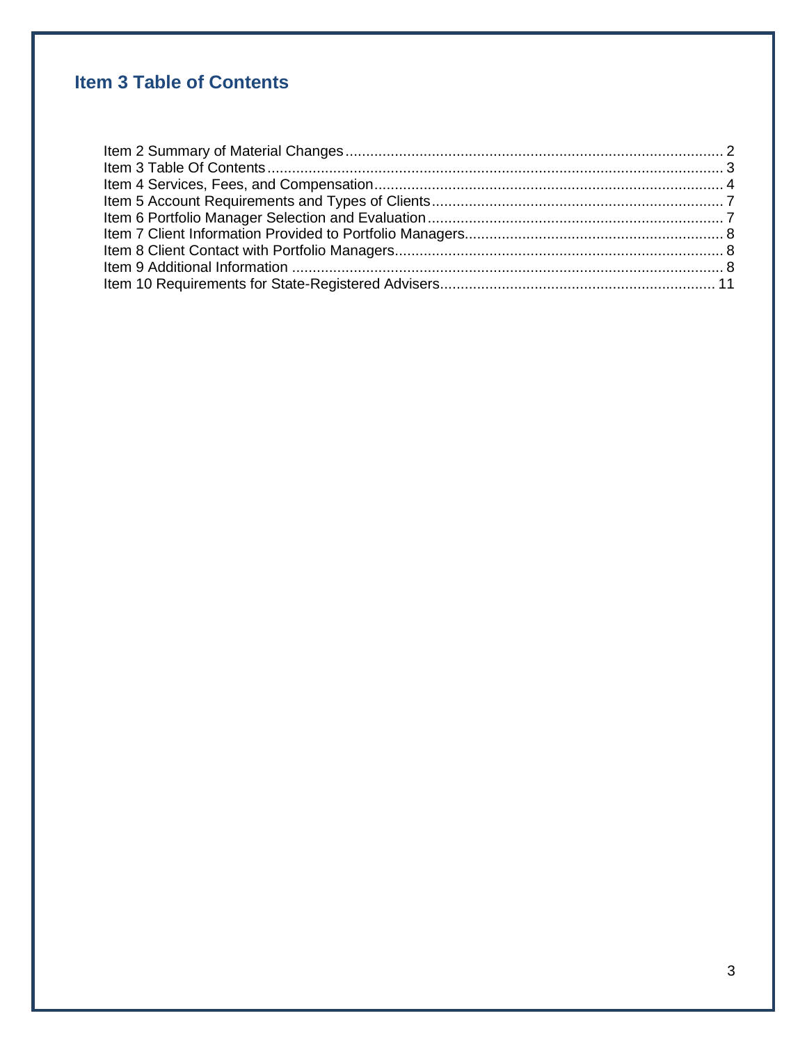## Item 3 Table of Contents

Item 2 Summary of Material Changes ........................................................................................ 2
Item 3 Table Of Contents ........................................................................................................... 3
Item 4 Services, Fees, and Compensation .................................................................................. 4
Item 5 Account Requirements and Types of Clients .................................................................... 7
Item 6 Portfolio Manager Selection and Evaluation ...................................................................... 7
Item 7 Client Information Provided to Portfolio Managers............................................................. 8
Item 8 Client Contact with Portfolio Managers.............................................................................. 8
Item 9 Additional Information ....................................................................................................... 8
Item 10 Requirements for State-Registered Advisers.................................................................. 11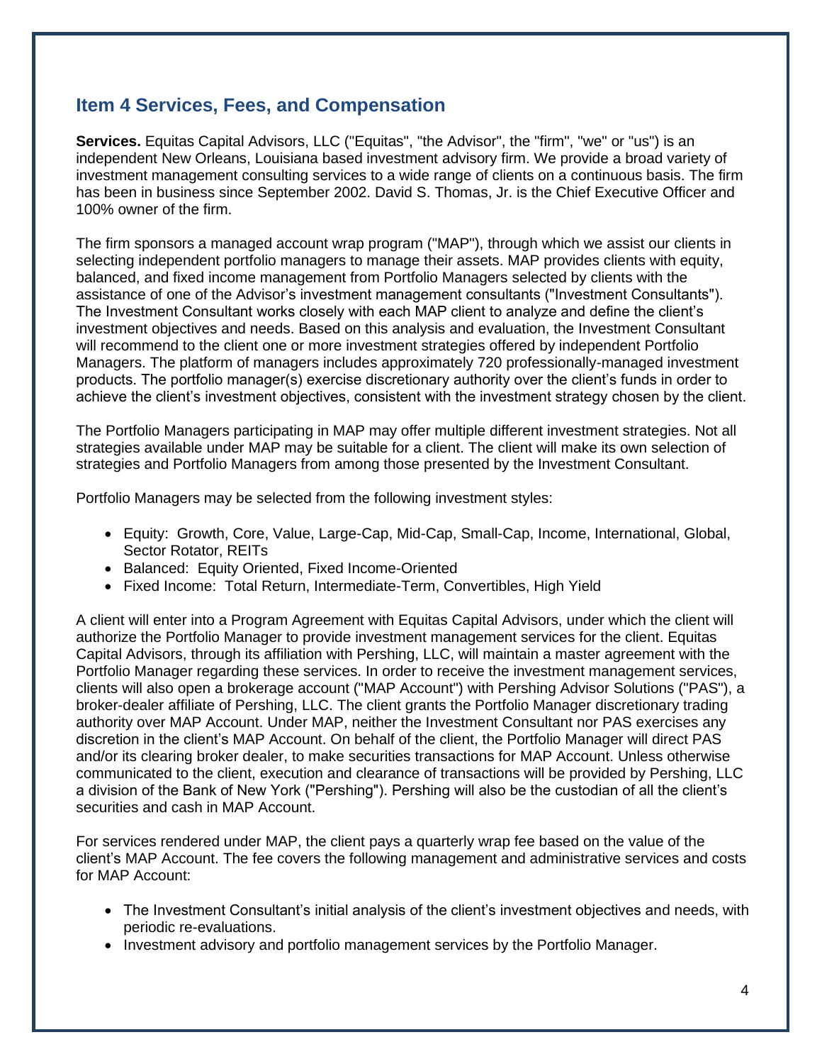## Item 4 Services, Fees, and Compensation

**Services.** Equitas Capital Advisors, LLC ("Equitas", "the Advisor", the "firm", "we" or "us") is an independent New Orleans, Louisiana based investment advisory firm. We provide a broad variety of investment management consulting services to a wide range of clients on a continuous basis. The firm has been in business since September 2002. David S. Thomas, Jr. is the Chief Executive Officer and 100% owner of the firm.

The firm sponsors a managed account wrap program ("MAP"), through which we assist our clients in selecting independent portfolio managers to manage their assets. MAP provides clients with equity, balanced, and fixed income management from Portfolio Managers selected by clients with the assistance of one of the Advisor's investment management consultants ("Investment Consultants"). The Investment Consultant works closely with each MAP client to analyze and define the client's investment objectives and needs. Based on this analysis and evaluation, the Investment Consultant will recommend to the client one or more investment strategies offered by independent Portfolio Managers. The platform of managers includes approximately 720 professionally-managed investment products. The portfolio manager(s) exercise discretionary authority over the client's funds in order to achieve the client's investment objectives, consistent with the investment strategy chosen by the client.

The Portfolio Managers participating in MAP may offer multiple different investment strategies. Not all strategies available under MAP may be suitable for a client. The client will make its own selection of strategies and Portfolio Managers from among those presented by the Investment Consultant.

Portfolio Managers may be selected from the following investment styles:

- Equity: Growth, Core, Value, Large-Cap, Mid-Cap, Small-Cap, Income, International, Global, Sector Rotator, REITs
- Balanced: Equity Oriented, Fixed Income-Oriented
- Fixed Income: Total Return, Intermediate-Term, Convertibles, High Yield

A client will enter into a Program Agreement with Equitas Capital Advisors, under which the client will authorize the Portfolio Manager to provide investment management services for the client. Equitas Capital Advisors, through its affiliation with Pershing, LLC, will maintain a master agreement with the Portfolio Manager regarding these services. In order to receive the investment management services, clients will also open a brokerage account ("MAP Account") with Pershing Advisor Solutions ("PAS"), a broker-dealer affiliate of Pershing, LLC. The client grants the Portfolio Manager discretionary trading authority over MAP Account. Under MAP, neither the Investment Consultant nor PAS exercises any discretion in the client's MAP Account. On behalf of the client, the Portfolio Manager will direct PAS and/or its clearing broker dealer, to make securities transactions for MAP Account. Unless otherwise communicated to the client, execution and clearance of transactions will be provided by Pershing, LLC a division of the Bank of New York ("Pershing"). Pershing will also be the custodian of all the client's securities and cash in MAP Account.

For services rendered under MAP, the client pays a quarterly wrap fee based on the value of the client's MAP Account. The fee covers the following management and administrative services and costs for MAP Account:

- The Investment Consultant's initial analysis of the client's investment objectives and needs, with periodic re-evaluations.
- Investment advisory and portfolio management services by the Portfolio Manager.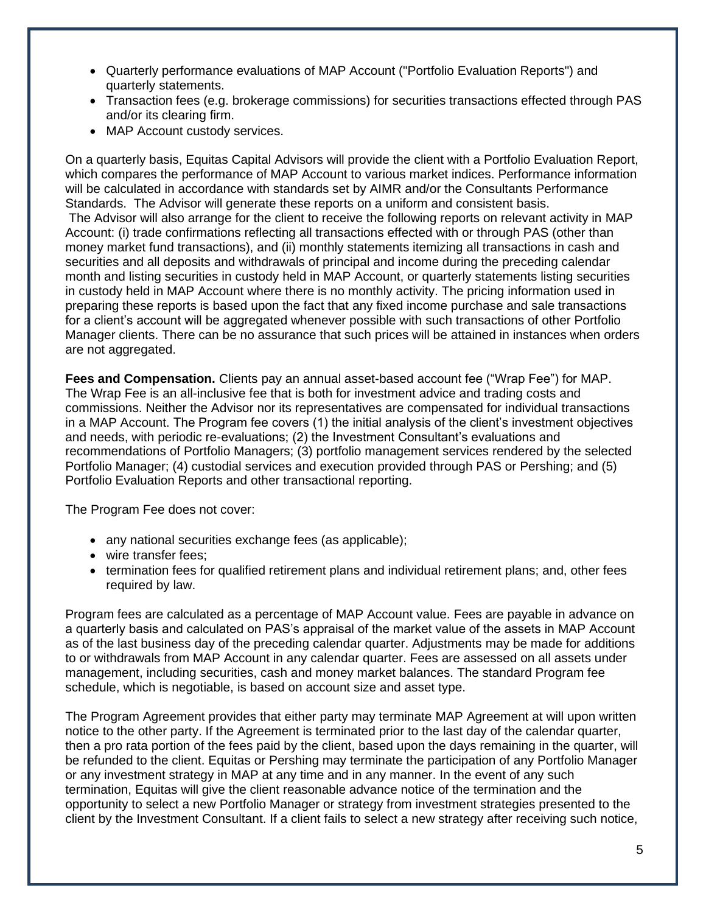- Quarterly performance evaluations of MAP Account ("Portfolio Evaluation Reports") and quarterly statements.
- Transaction fees (e.g. brokerage commissions) for securities transactions effected through PAS and/or its clearing firm.
- MAP Account custody services.

On a quarterly basis, Equitas Capital Advisors will provide the client with a Portfolio Evaluation Report, which compares the performance of MAP Account to various market indices. Performance information will be calculated in accordance with standards set by AIMR and/or the Consultants Performance Standards. The Advisor will generate these reports on a uniform and consistent basis.
The Advisor will also arrange for the client to receive the following reports on relevant activity in MAP Account: (i) trade confirmations reflecting all transactions effected with or through PAS (other than money market fund transactions), and (ii) monthly statements itemizing all transactions in cash and securities and all deposits and withdrawals of principal and income during the preceding calendar month and listing securities in custody held in MAP Account, or quarterly statements listing securities in custody held in MAP Account where there is no monthly activity. The pricing information used in preparing these reports is based upon the fact that any fixed income purchase and sale transactions for a client's account will be aggregated whenever possible with such transactions of other Portfolio Manager clients. There can be no assurance that such prices will be attained in instances when orders are not aggregated.

**Fees and Compensation.** Clients pay an annual asset-based account fee ("Wrap Fee") for MAP. The Wrap Fee is an all-inclusive fee that is both for investment advice and trading costs and commissions. Neither the Advisor nor its representatives are compensated for individual transactions in a MAP Account. The Program fee covers (1) the initial analysis of the client's investment objectives and needs, with periodic re-evaluations; (2) the Investment Consultant's evaluations and recommendations of Portfolio Managers; (3) portfolio management services rendered by the selected Portfolio Manager; (4) custodial services and execution provided through PAS or Pershing; and (5) Portfolio Evaluation Reports and other transactional reporting.

The Program Fee does not cover:

- any national securities exchange fees (as applicable);
- wire transfer fees;
- termination fees for qualified retirement plans and individual retirement plans; and, other fees required by law.

Program fees are calculated as a percentage of MAP Account value. Fees are payable in advance on a quarterly basis and calculated on PAS's appraisal of the market value of the assets in MAP Account as of the last business day of the preceding calendar quarter. Adjustments may be made for additions to or withdrawals from MAP Account in any calendar quarter. Fees are assessed on all assets under management, including securities, cash and money market balances. The standard Program fee schedule, which is negotiable, is based on account size and asset type.

The Program Agreement provides that either party may terminate MAP Agreement at will upon written notice to the other party. If the Agreement is terminated prior to the last day of the calendar quarter, then a pro rata portion of the fees paid by the client, based upon the days remaining in the quarter, will be refunded to the client. Equitas or Pershing may terminate the participation of any Portfolio Manager or any investment strategy in MAP at any time and in any manner. In the event of any such termination, Equitas will give the client reasonable advance notice of the termination and the opportunity to select a new Portfolio Manager or strategy from investment strategies presented to the client by the Investment Consultant. If a client fails to select a new strategy after receiving such notice,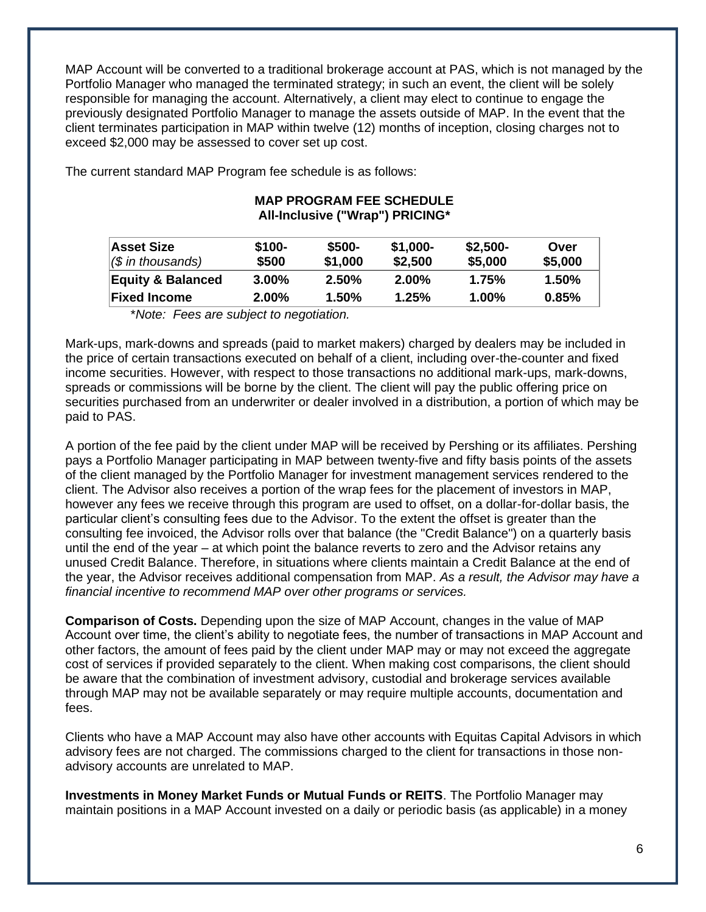MAP Account will be converted to a traditional brokerage account at PAS, which is not managed by the Portfolio Manager who managed the terminated strategy; in such an event, the client will be solely responsible for managing the account. Alternatively, a client may elect to continue to engage the previously designated Portfolio Manager to manage the assets outside of MAP. In the event that the client terminates participation in MAP within twelve (12) months of inception, closing charges not to exceed $2,000 may be assessed to cover set up cost.

The current standard MAP Program fee schedule is as follows:

**MAP PROGRAM FEE SCHEDULE**
**All-Inclusive ("Wrap") PRICING***

| **Asset Size** *($ in thousands)* | **$100-$500** | **$500-$1,000** | **$1,000-$2,500** | **$2,500-$5,000** | **Over $5,000** |
|---|---|---|---|---|---|
| **Equity & Balanced** | **3.00%** | **2.50%** | **2.00%** | **1.75%** | **1.50%** |
| **Fixed Income** | **2.00%** | **1.50%** | **1.25%** | **1.00%** | **0.85%** |

*\*Note: Fees are subject to negotiation.*

Mark-ups, mark-downs and spreads (paid to market makers) charged by dealers may be included in the price of certain transactions executed on behalf of a client, including over-the-counter and fixed income securities. However, with respect to those transactions no additional mark-ups, mark-downs, spreads or commissions will be borne by the client. The client will pay the public offering price on securities purchased from an underwriter or dealer involved in a distribution, a portion of which may be paid to PAS.

A portion of the fee paid by the client under MAP will be received by Pershing or its affiliates. Pershing pays a Portfolio Manager participating in MAP between twenty-five and fifty basis points of the assets of the client managed by the Portfolio Manager for investment management services rendered to the client. The Advisor also receives a portion of the wrap fees for the placement of investors in MAP, however any fees we receive through this program are used to offset, on a dollar-for-dollar basis, the particular client's consulting fees due to the Advisor. To the extent the offset is greater than the consulting fee invoiced, the Advisor rolls over that balance (the "Credit Balance") on a quarterly basis until the end of the year – at which point the balance reverts to zero and the Advisor retains any unused Credit Balance. Therefore, in situations where clients maintain a Credit Balance at the end of the year, the Advisor receives additional compensation from MAP. *As a result, the Advisor may have a financial incentive to recommend MAP over other programs or services.*

**Comparison of Costs.** Depending upon the size of MAP Account, changes in the value of MAP Account over time, the client's ability to negotiate fees, the number of transactions in MAP Account and other factors, the amount of fees paid by the client under MAP may or may not exceed the aggregate cost of services if provided separately to the client. When making cost comparisons, the client should be aware that the combination of investment advisory, custodial and brokerage services available through MAP may not be available separately or may require multiple accounts, documentation and fees.

Clients who have a MAP Account may also have other accounts with Equitas Capital Advisors in which advisory fees are not charged. The commissions charged to the client for transactions in those non-advisory accounts are unrelated to MAP.

**Investments in Money Market Funds or Mutual Funds or REITS**. The Portfolio Manager may maintain positions in a MAP Account invested on a daily or periodic basis (as applicable) in a money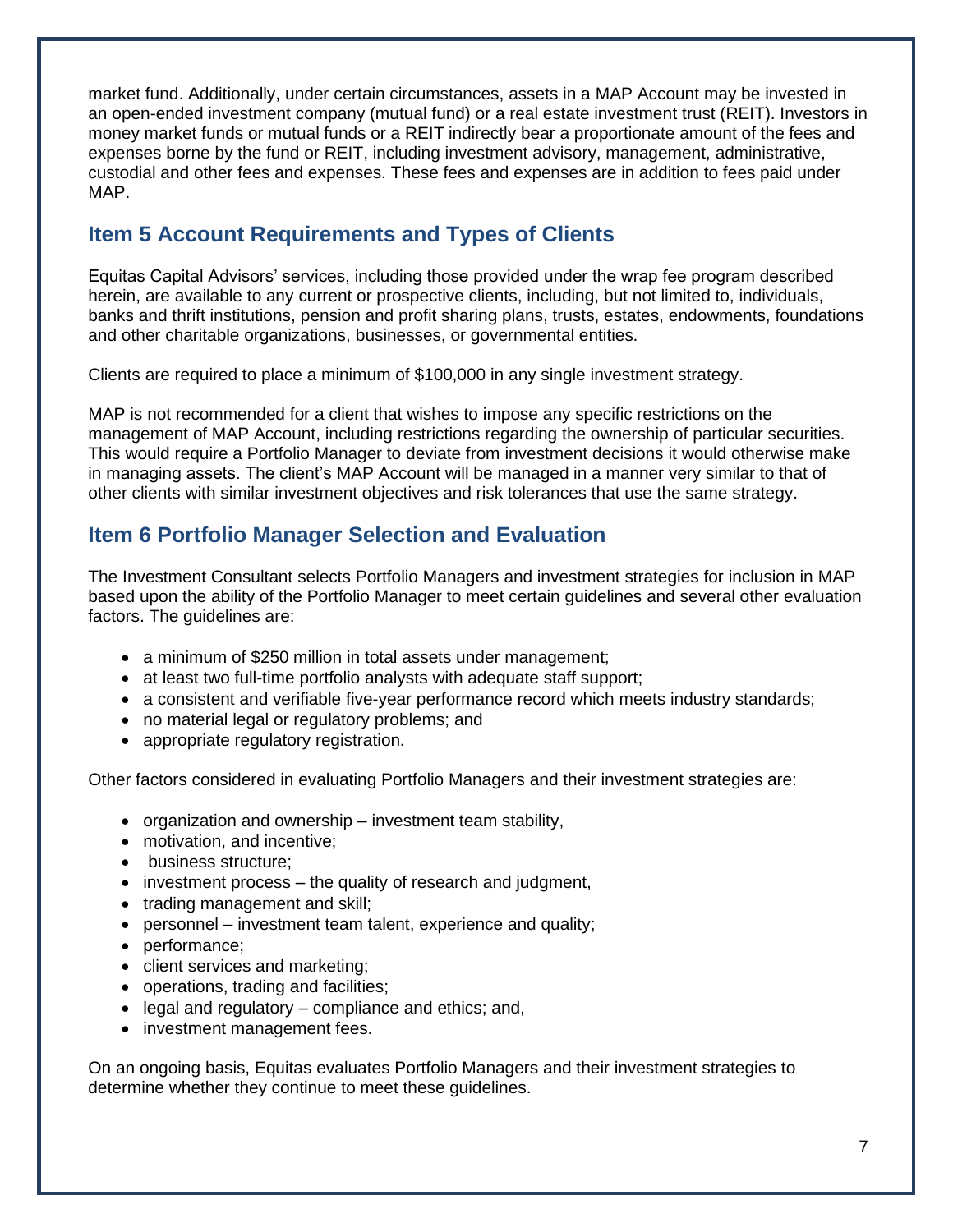market fund. Additionally, under certain circumstances, assets in a MAP Account may be invested in an open-ended investment company (mutual fund) or a real estate investment trust (REIT). Investors in money market funds or mutual funds or a REIT indirectly bear a proportionate amount of the fees and expenses borne by the fund or REIT, including investment advisory, management, administrative, custodial and other fees and expenses. These fees and expenses are in addition to fees paid under MAP.

## Item 5 Account Requirements and Types of Clients

Equitas Capital Advisors' services, including those provided under the wrap fee program described herein, are available to any current or prospective clients, including, but not limited to, individuals, banks and thrift institutions, pension and profit sharing plans, trusts, estates, endowments, foundations and other charitable organizations, businesses, or governmental entities.

Clients are required to place a minimum of $100,000 in any single investment strategy.

MAP is not recommended for a client that wishes to impose any specific restrictions on the management of MAP Account, including restrictions regarding the ownership of particular securities. This would require a Portfolio Manager to deviate from investment decisions it would otherwise make in managing assets. The client's MAP Account will be managed in a manner very similar to that of other clients with similar investment objectives and risk tolerances that use the same strategy.

## Item 6 Portfolio Manager Selection and Evaluation

The Investment Consultant selects Portfolio Managers and investment strategies for inclusion in MAP based upon the ability of the Portfolio Manager to meet certain guidelines and several other evaluation factors. The guidelines are:

- a minimum of $250 million in total assets under management;
- at least two full-time portfolio analysts with adequate staff support;
- a consistent and verifiable five-year performance record which meets industry standards;
- no material legal or regulatory problems; and
- appropriate regulatory registration.

Other factors considered in evaluating Portfolio Managers and their investment strategies are:

- organization and ownership – investment team stability,
- motivation, and incentive;
- business structure;
- investment process – the quality of research and judgment,
- trading management and skill;
- personnel – investment team talent, experience and quality;
- performance;
- client services and marketing;
- operations, trading and facilities;
- legal and regulatory – compliance and ethics; and,
- investment management fees.

On an ongoing basis, Equitas evaluates Portfolio Managers and their investment strategies to determine whether they continue to meet these guidelines.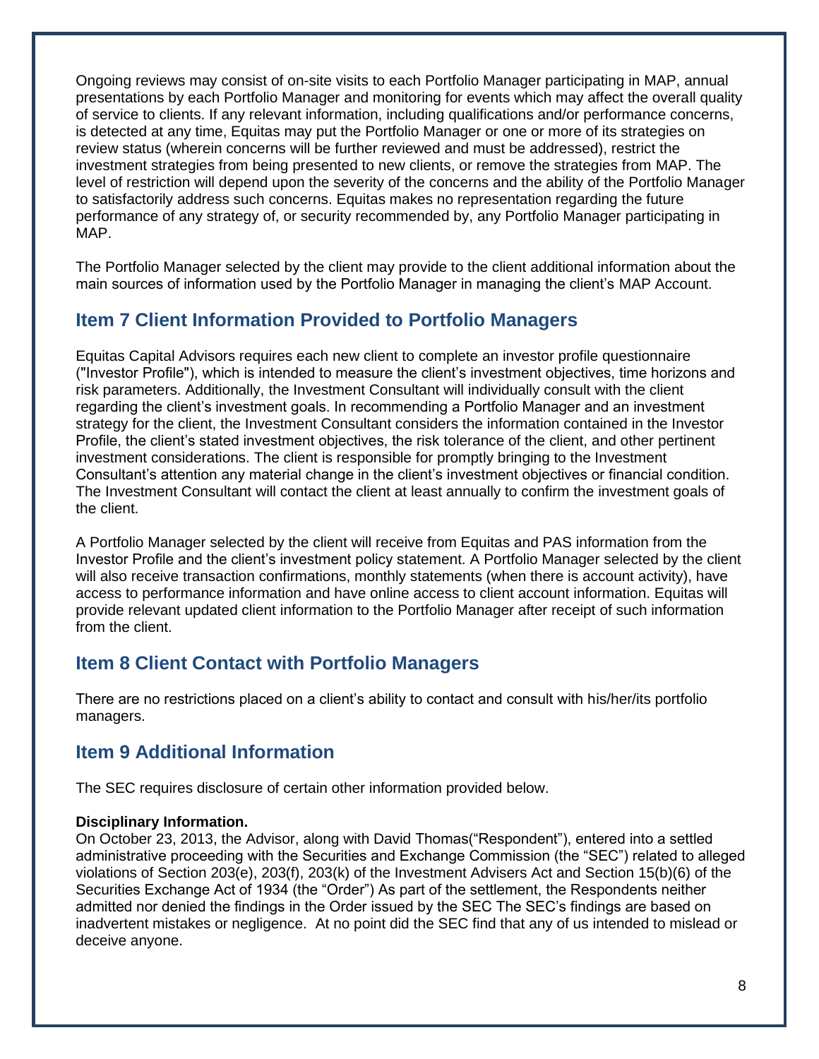Ongoing reviews may consist of on-site visits to each Portfolio Manager participating in MAP, annual presentations by each Portfolio Manager and monitoring for events which may affect the overall quality of service to clients. If any relevant information, including qualifications and/or performance concerns, is detected at any time, Equitas may put the Portfolio Manager or one or more of its strategies on review status (wherein concerns will be further reviewed and must be addressed), restrict the investment strategies from being presented to new clients, or remove the strategies from MAP. The level of restriction will depend upon the severity of the concerns and the ability of the Portfolio Manager to satisfactorily address such concerns. Equitas makes no representation regarding the future performance of any strategy of, or security recommended by, any Portfolio Manager participating in MAP.

The Portfolio Manager selected by the client may provide to the client additional information about the main sources of information used by the Portfolio Manager in managing the client's MAP Account.

## Item 7 Client Information Provided to Portfolio Managers

Equitas Capital Advisors requires each new client to complete an investor profile questionnaire ("Investor Profile"), which is intended to measure the client's investment objectives, time horizons and risk parameters. Additionally, the Investment Consultant will individually consult with the client regarding the client's investment goals. In recommending a Portfolio Manager and an investment strategy for the client, the Investment Consultant considers the information contained in the Investor Profile, the client's stated investment objectives, the risk tolerance of the client, and other pertinent investment considerations. The client is responsible for promptly bringing to the Investment Consultant's attention any material change in the client's investment objectives or financial condition. The Investment Consultant will contact the client at least annually to confirm the investment goals of the client.

A Portfolio Manager selected by the client will receive from Equitas and PAS information from the Investor Profile and the client's investment policy statement. A Portfolio Manager selected by the client will also receive transaction confirmations, monthly statements (when there is account activity), have access to performance information and have online access to client account information. Equitas will provide relevant updated client information to the Portfolio Manager after receipt of such information from the client.

## Item 8 Client Contact with Portfolio Managers

There are no restrictions placed on a client's ability to contact and consult with his/her/its portfolio managers.

## Item 9 Additional Information

The SEC requires disclosure of certain other information provided below.

**Disciplinary Information.**
On October 23, 2013, the Advisor, along with David Thomas("Respondent"), entered into a settled administrative proceeding with the Securities and Exchange Commission (the "SEC") related to alleged violations of Section 203(e), 203(f), 203(k) of the Investment Advisers Act and Section 15(b)(6) of the Securities Exchange Act of 1934 (the "Order") As part of the settlement, the Respondents neither admitted nor denied the findings in the Order issued by the SEC The SEC's findings are based on inadvertent mistakes or negligence. At no point did the SEC find that any of us intended to mislead or deceive anyone.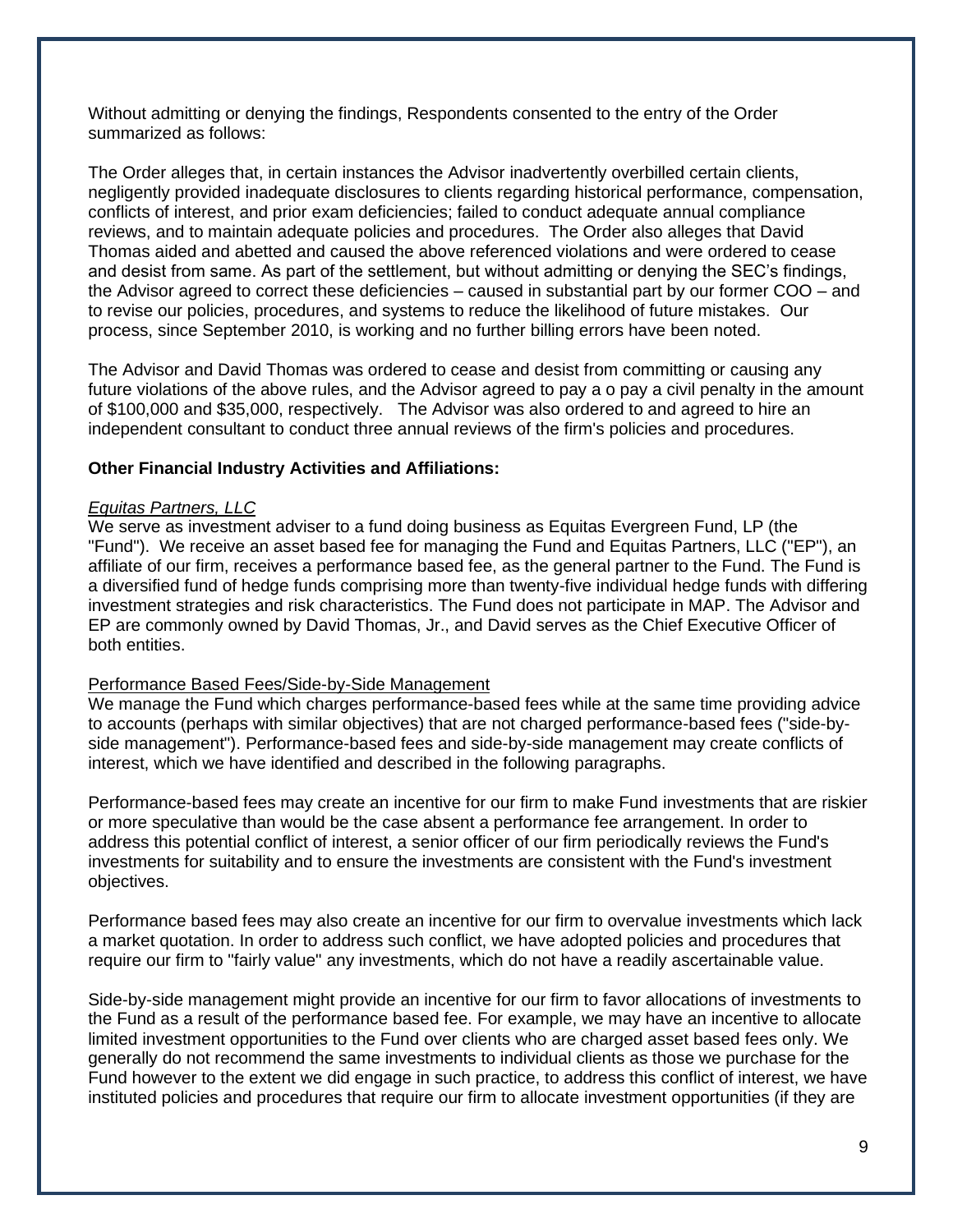Without admitting or denying the findings, Respondents consented to the entry of the Order summarized as follows:

The Order alleges that, in certain instances the Advisor inadvertently overbilled certain clients, negligently provided inadequate disclosures to clients regarding historical performance, compensation, conflicts of interest, and prior exam deficiencies; failed to conduct adequate annual compliance reviews, and to maintain adequate policies and procedures. The Order also alleges that David Thomas aided and abetted and caused the above referenced violations and were ordered to cease and desist from same. As part of the settlement, but without admitting or denying the SEC's findings, the Advisor agreed to correct these deficiencies – caused in substantial part by our former COO – and to revise our policies, procedures, and systems to reduce the likelihood of future mistakes. Our process, since September 2010, is working and no further billing errors have been noted.

The Advisor and David Thomas was ordered to cease and desist from committing or causing any future violations of the above rules, and the Advisor agreed to pay a o pay a civil penalty in the amount of $100,000 and $35,000, respectively. The Advisor was also ordered to and agreed to hire an independent consultant to conduct three annual reviews of the firm's policies and procedures.

**Other Financial Industry Activities and Affiliations:**

*Equitas Partners, LLC*

We serve as investment adviser to a fund doing business as Equitas Evergreen Fund, LP (the "Fund"). We receive an asset based fee for managing the Fund and Equitas Partners, LLC ("EP"), an affiliate of our firm, receives a performance based fee, as the general partner to the Fund. The Fund is a diversified fund of hedge funds comprising more than twenty-five individual hedge funds with differing investment strategies and risk characteristics. The Fund does not participate in MAP. The Advisor and EP are commonly owned by David Thomas, Jr., and David serves as the Chief Executive Officer of both entities.

Performance Based Fees/Side-by-Side Management

We manage the Fund which charges performance-based fees while at the same time providing advice to accounts (perhaps with similar objectives) that are not charged performance-based fees ("side-by-side management"). Performance-based fees and side-by-side management may create conflicts of interest, which we have identified and described in the following paragraphs.

Performance-based fees may create an incentive for our firm to make Fund investments that are riskier or more speculative than would be the case absent a performance fee arrangement. In order to address this potential conflict of interest, a senior officer of our firm periodically reviews the Fund's investments for suitability and to ensure the investments are consistent with the Fund's investment objectives.

Performance based fees may also create an incentive for our firm to overvalue investments which lack a market quotation. In order to address such conflict, we have adopted policies and procedures that require our firm to "fairly value" any investments, which do not have a readily ascertainable value.

Side-by-side management might provide an incentive for our firm to favor allocations of investments to the Fund as a result of the performance based fee. For example, we may have an incentive to allocate limited investment opportunities to the Fund over clients who are charged asset based fees only. We generally do not recommend the same investments to individual clients as those we purchase for the Fund however to the extent we did engage in such practice, to address this conflict of interest, we have instituted policies and procedures that require our firm to allocate investment opportunities (if they are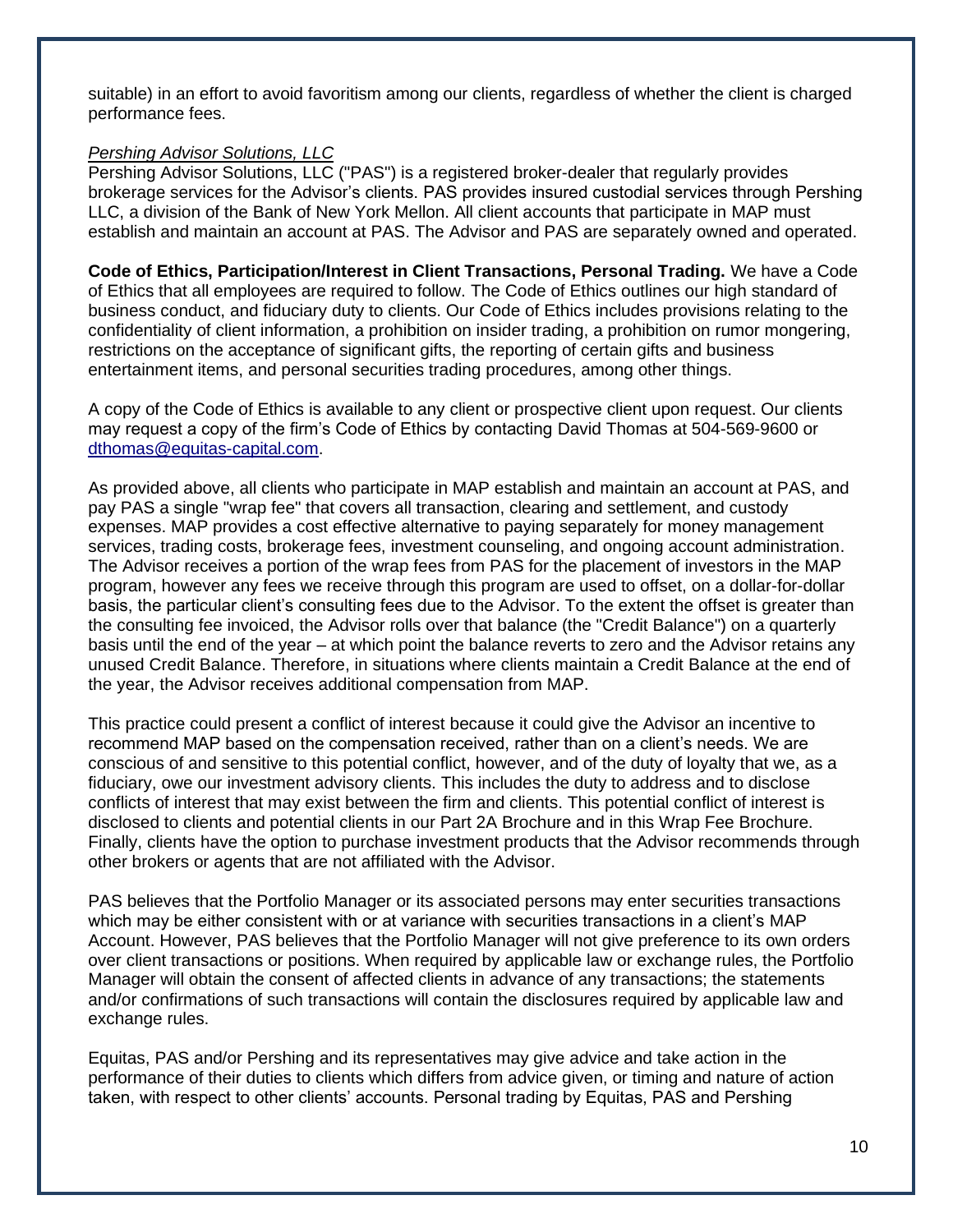suitable) in an effort to avoid favoritism among our clients, regardless of whether the client is charged performance fees.

*Pershing Advisor Solutions, LLC*

Pershing Advisor Solutions, LLC ("PAS") is a registered broker-dealer that regularly provides brokerage services for the Advisor's clients. PAS provides insured custodial services through Pershing LLC, a division of the Bank of New York Mellon. All client accounts that participate in MAP must establish and maintain an account at PAS. The Advisor and PAS are separately owned and operated.

**Code of Ethics, Participation/Interest in Client Transactions, Personal Trading.** We have a Code of Ethics that all employees are required to follow. The Code of Ethics outlines our high standard of business conduct, and fiduciary duty to clients. Our Code of Ethics includes provisions relating to the confidentiality of client information, a prohibition on insider trading, a prohibition on rumor mongering, restrictions on the acceptance of significant gifts, the reporting of certain gifts and business entertainment items, and personal securities trading procedures, among other things.

A copy of the Code of Ethics is available to any client or prospective client upon request. Our clients may request a copy of the firm's Code of Ethics by contacting David Thomas at 504-569-9600 or dthomas@equitas-capital.com.

As provided above, all clients who participate in MAP establish and maintain an account at PAS, and pay PAS a single "wrap fee" that covers all transaction, clearing and settlement, and custody expenses. MAP provides a cost effective alternative to paying separately for money management services, trading costs, brokerage fees, investment counseling, and ongoing account administration. The Advisor receives a portion of the wrap fees from PAS for the placement of investors in the MAP program, however any fees we receive through this program are used to offset, on a dollar-for-dollar basis, the particular client's consulting fees due to the Advisor. To the extent the offset is greater than the consulting fee invoiced, the Advisor rolls over that balance (the "Credit Balance") on a quarterly basis until the end of the year – at which point the balance reverts to zero and the Advisor retains any unused Credit Balance. Therefore, in situations where clients maintain a Credit Balance at the end of the year, the Advisor receives additional compensation from MAP.

This practice could present a conflict of interest because it could give the Advisor an incentive to recommend MAP based on the compensation received, rather than on a client's needs. We are conscious of and sensitive to this potential conflict, however, and of the duty of loyalty that we, as a fiduciary, owe our investment advisory clients. This includes the duty to address and to disclose conflicts of interest that may exist between the firm and clients. This potential conflict of interest is disclosed to clients and potential clients in our Part 2A Brochure and in this Wrap Fee Brochure. Finally, clients have the option to purchase investment products that the Advisor recommends through other brokers or agents that are not affiliated with the Advisor.

PAS believes that the Portfolio Manager or its associated persons may enter securities transactions which may be either consistent with or at variance with securities transactions in a client's MAP Account. However, PAS believes that the Portfolio Manager will not give preference to its own orders over client transactions or positions. When required by applicable law or exchange rules, the Portfolio Manager will obtain the consent of affected clients in advance of any transactions; the statements and/or confirmations of such transactions will contain the disclosures required by applicable law and exchange rules.

Equitas, PAS and/or Pershing and its representatives may give advice and take action in the performance of their duties to clients which differs from advice given, or timing and nature of action taken, with respect to other clients' accounts. Personal trading by Equitas, PAS and Pershing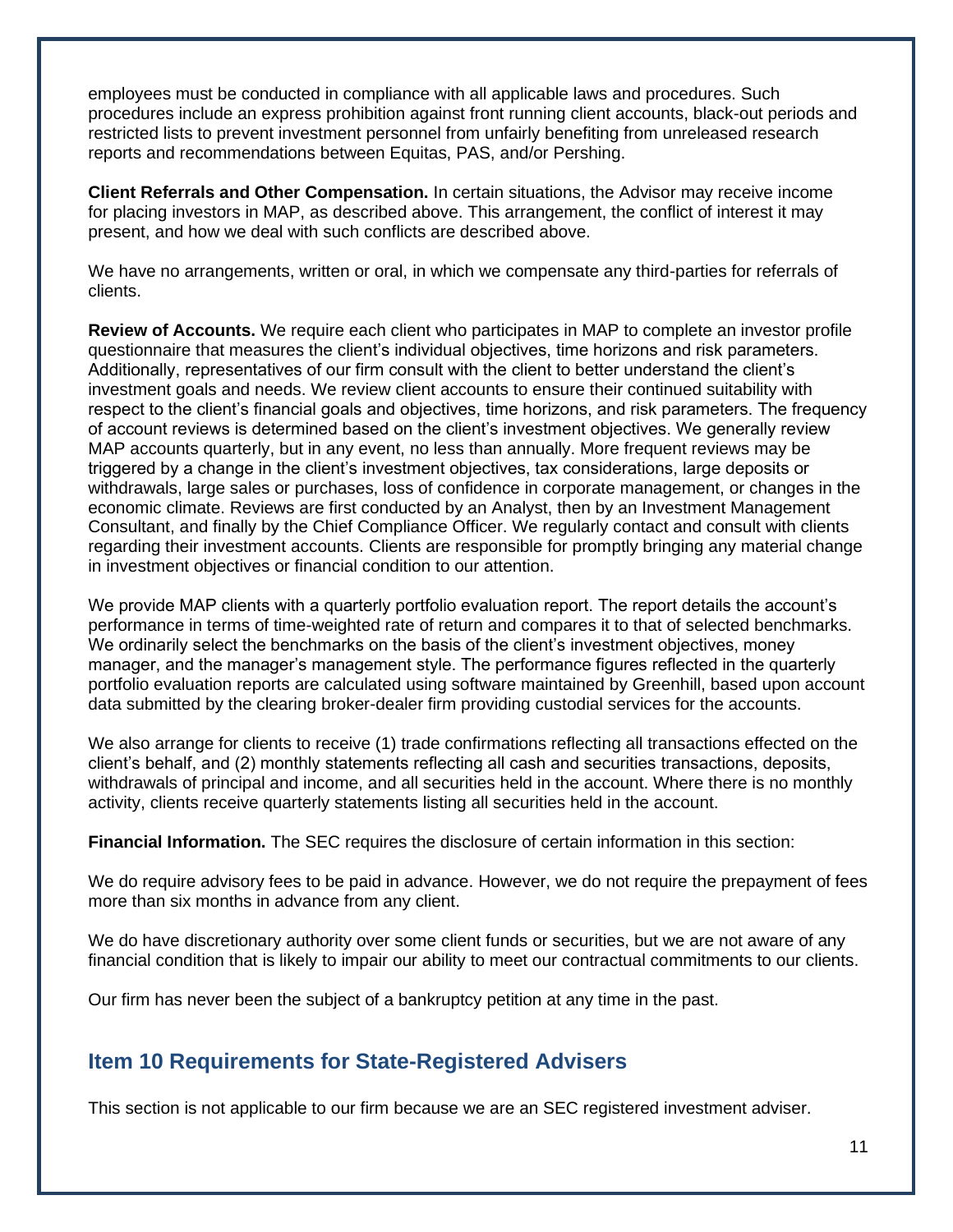employees must be conducted in compliance with all applicable laws and procedures. Such procedures include an express prohibition against front running client accounts, black-out periods and restricted lists to prevent investment personnel from unfairly benefiting from unreleased research reports and recommendations between Equitas, PAS, and/or Pershing.

**Client Referrals and Other Compensation.** In certain situations, the Advisor may receive income for placing investors in MAP, as described above. This arrangement, the conflict of interest it may present, and how we deal with such conflicts are described above.

We have no arrangements, written or oral, in which we compensate any third-parties for referrals of clients.

**Review of Accounts.** We require each client who participates in MAP to complete an investor profile questionnaire that measures the client's individual objectives, time horizons and risk parameters. Additionally, representatives of our firm consult with the client to better understand the client's investment goals and needs. We review client accounts to ensure their continued suitability with respect to the client's financial goals and objectives, time horizons, and risk parameters. The frequency of account reviews is determined based on the client's investment objectives. We generally review MAP accounts quarterly, but in any event, no less than annually. More frequent reviews may be triggered by a change in the client's investment objectives, tax considerations, large deposits or withdrawals, large sales or purchases, loss of confidence in corporate management, or changes in the economic climate. Reviews are first conducted by an Analyst, then by an Investment Management Consultant, and finally by the Chief Compliance Officer. We regularly contact and consult with clients regarding their investment accounts. Clients are responsible for promptly bringing any material change in investment objectives or financial condition to our attention.

We provide MAP clients with a quarterly portfolio evaluation report. The report details the account's performance in terms of time-weighted rate of return and compares it to that of selected benchmarks. We ordinarily select the benchmarks on the basis of the client's investment objectives, money manager, and the manager's management style. The performance figures reflected in the quarterly portfolio evaluation reports are calculated using software maintained by Greenhill, based upon account data submitted by the clearing broker-dealer firm providing custodial services for the accounts.

We also arrange for clients to receive (1) trade confirmations reflecting all transactions effected on the client's behalf, and (2) monthly statements reflecting all cash and securities transactions, deposits, withdrawals of principal and income, and all securities held in the account. Where there is no monthly activity, clients receive quarterly statements listing all securities held in the account.

**Financial Information.** The SEC requires the disclosure of certain information in this section:

We do require advisory fees to be paid in advance. However, we do not require the prepayment of fees more than six months in advance from any client.

We do have discretionary authority over some client funds or securities, but we are not aware of any financial condition that is likely to impair our ability to meet our contractual commitments to our clients.

Our firm has never been the subject of a bankruptcy petition at any time in the past.

## Item 10 Requirements for State-Registered Advisers

This section is not applicable to our firm because we are an SEC registered investment adviser.